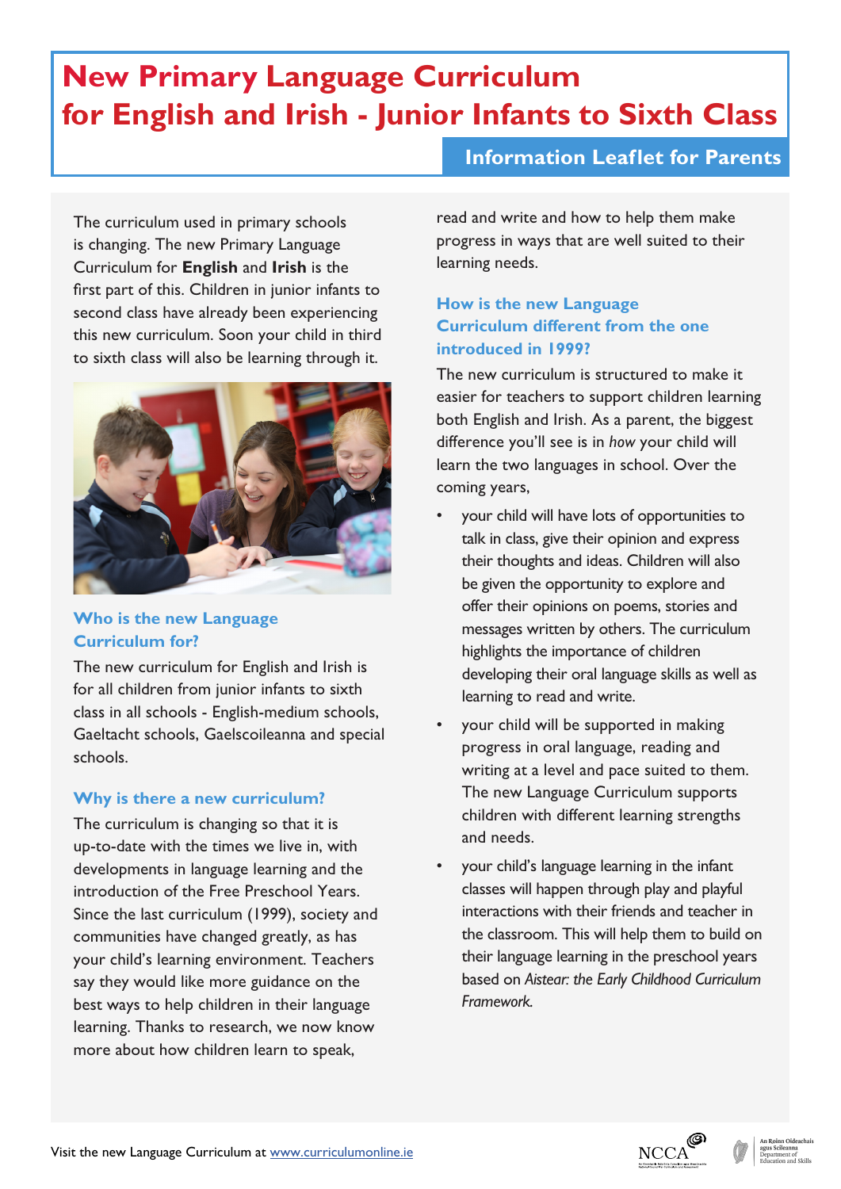# New Primary Language Curriculum for English and Irish - Junior Infants to Sixth Class

## Information Leaflet for Parents

The curriculum used in primary schools is changing. The new Primary Language Curriculum for **English** and **Irish** is the first part of this. Children in junior infants to second class have already been experiencing this new curriculum. Soon your child in third to sixth class will also be learning through it.

### Who is the new Language Curriculum for?

The new curriculum for English and Irish is for all children from junior infants to sixth class in all schools - English-medium schools, Gaeltacht schools, Gaelscoileanna and special schools.

### Why is there a new curriculum?

The curriculum is changing so that it is up-to-date with the times we live in, with developments in language learning and the introduction of the Free Preschool Years. Since the last curriculum (1999), society and communities have changed greatly, as has your child's learning environment. Teachers say they would like more guidance on the best ways to help children in their language learning. Thanks to research, we now know more about how children learn to speak, read and write and how to help them make progress in ways that are well suited to their learning needs.

### How is the new Language Curriculum different from the one introduced in 1999?

The new curriculum is structured to make it easier for teachers to support children learning both English and Irish. As a parent, the biggest difference you'll see is in *how* your child will learn the two languages in school. Over the coming years,

- your child will have lots of opportunities to talk in class, give their opinion and express their thoughts and ideas. Children will also be given the opportunity to explore and offer their opinions on poems, stories and messages written by others. The curriculum highlights the importance of children developing their oral language skills as well as learning to read and write.
- your child will be supported in making progress in oral language, reading and writing at a level and pace suited to them. The new Language Curriculum supports children with different learning strengths and needs.
- your child's language learning in the infant classes will happen through play and playful interactions with their friends and teacher in the classroom. This will help them to build on their language learning in the preschool years based on *Aistear: the Early Childhood Curriculum Framework.*

Visit the new Language Curriculum at www.curriculumonline.ie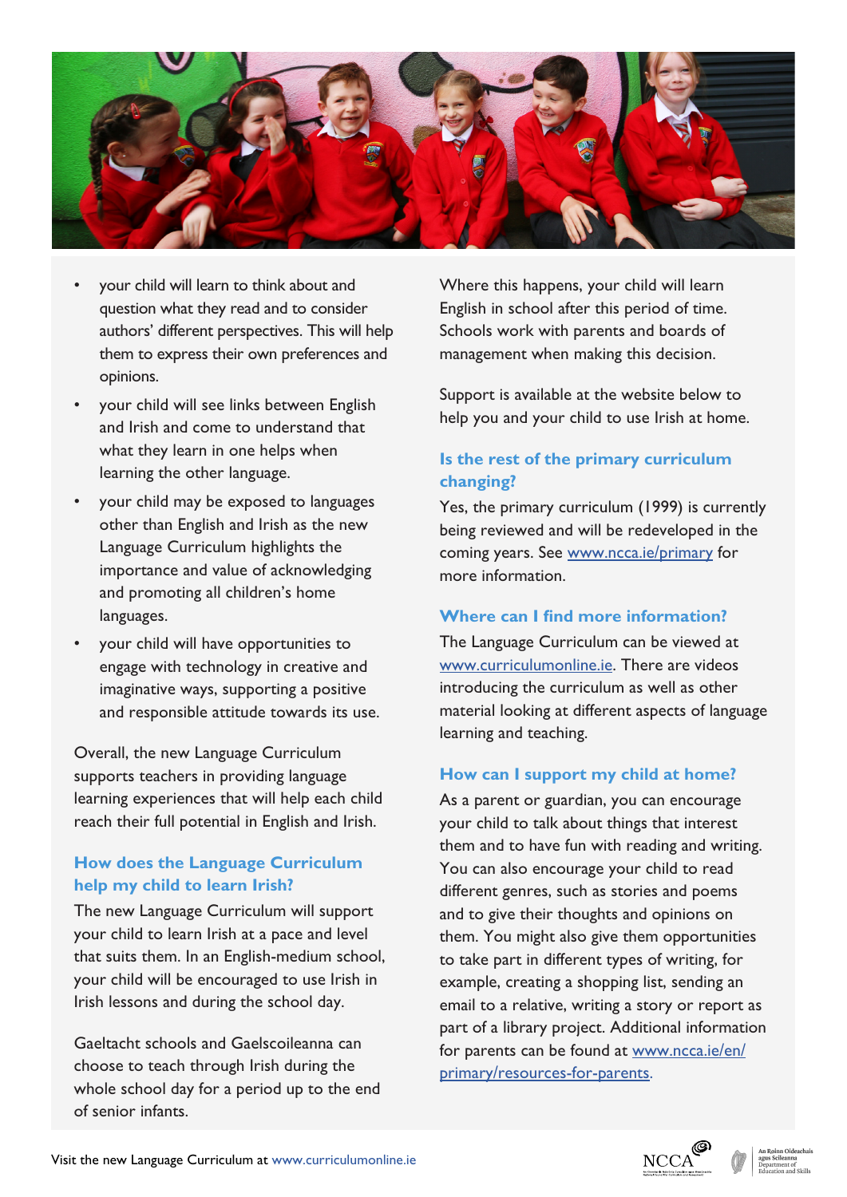- your child will learn to think about and question what they read and to consider authors' different perspectives. This will help them to express their own preferences and opinions.
- your child will see links between English and Irish and come to understand that what they learn in one helps when learning the other language.
- your child may be exposed to languages other than English and Irish as the new Language Curriculum highlights the importance and value of acknowledging and promoting all children's home languages.
- your child will have opportunities to engage with technology in creative and imaginative ways, supporting a positive and responsible attitude towards its use.

Overall, the new Language Curriculum supports teachers in providing language learning experiences that will help each child reach their full potential in English and Irish.

## How does the Language Curriculum help my child to learn Irish?

The new Language Curriculum will support your child to learn Irish at a pace and level that suits them. In an English-medium school, your child will be encouraged to use Irish in Irish lessons and during the school day.

Gaeltacht schools and Gaelscoileanna can choose to teach through Irish during the whole school day for a period up to the end of senior infants. Where this happens, your child will learn English in school after this period of time. Schools work with parents and boards of management when making this decision.

Support is available at the website below to help you and your child to use Irish at home.

## Is the rest of the primary curriculum changing?

Yes, the primary curriculum (1999) is currently being reviewed and will be redeveloped in the coming years. See www.ncca.ie/primary for more information.

## Where can I find more information?

The Language Curriculum can be viewed at www.curriculumonline.ie. There are videos introducing the curriculum as well as other material looking at different aspects of language learning and teaching.

## How can I support my child at home?

As a parent or guardian, you can encourage your child to talk about things that interest them and to have fun with reading and writing. You can also encourage your child to read different genres, such as stories and poems and to give their thoughts and opinions on them. You might also give them opportunities to take part in different types of writing, for example, creating a shopping list, sending an email to a relative, writing a story or report as part of a library project. Additional information for parents can be found at www.ncca.ie/en/primary/resources-for-parents.

Visit the new Language Curriculum at www.curriculumonline.ie